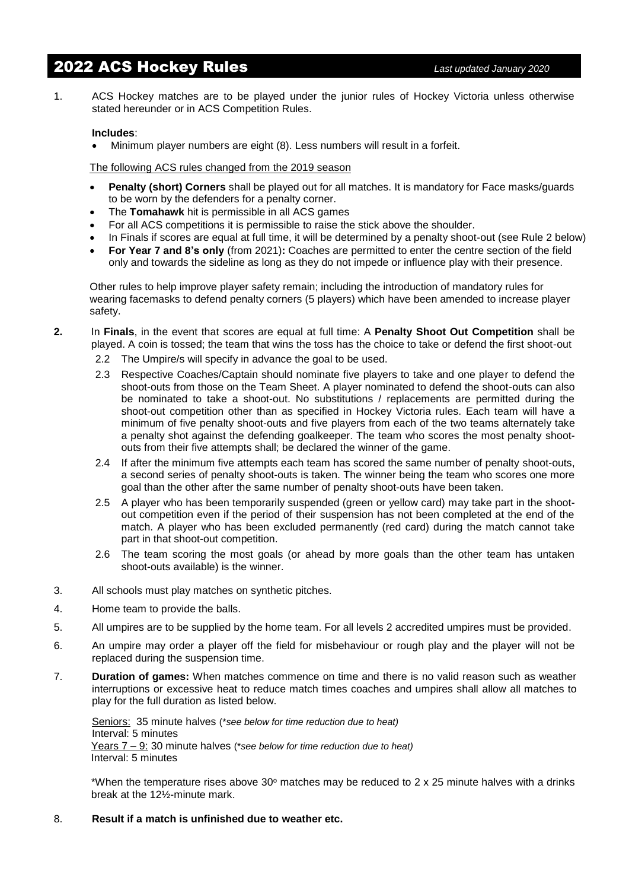# 2022 ACS Hockey Rules

*Last updated January 2020*

1. ACS Hockey matches are to be played under the junior rules of Hockey Victoria unless otherwise stated hereunder or in ACS Competition Rules.

   **Includes**:
   - Minimum player numbers are eight (8). Less numbers will result in a forfeit.

   The following ACS rules changed from the 2019 season

   - **Penalty (short) Corners** shall be played out for all matches. It is mandatory for Face masks/guards to be worn by the defenders for a penalty corner.
   - The **Tomahawk** hit is permissible in all ACS games
   - For all ACS competitions it is permissible to raise the stick above the shoulder.
   - In Finals if scores are equal at full time, it will be determined by a penalty shoot-out (see Rule 2 below)
   - **For Year 7 and 8's only** (from 2021)**:** Coaches are permitted to enter the centre section of the field only and towards the sideline as long as they do not impede or influence play with their presence.

   Other rules to help improve player safety remain; including the introduction of mandatory rules for wearing facemasks to defend penalty corners (5 players) which have been amended to increase player safety.

2. In **Finals**, in the event that scores are equal at full time: A **Penalty Shoot Out Competition** shall be played. A coin is tossed; the team that wins the toss has the choice to take or defend the first shoot-out

   2.2 The Umpire/s will specify in advance the goal to be used.

   2.3 Respective Coaches/Captain should nominate five players to take and one player to defend the shoot-outs from those on the Team Sheet. A player nominated to defend the shoot-outs can also be nominated to take a shoot-out. No substitutions / replacements are permitted during the shoot-out competition other than as specified in Hockey Victoria rules. Each team will have a minimum of five penalty shoot-outs and five players from each of the two teams alternately take a penalty shot against the defending goalkeeper. The team who scores the most penalty shoot-outs from their five attempts shall; be declared the winner of the game.

   2.4 If after the minimum five attempts each team has scored the same number of penalty shoot-outs, a second series of penalty shoot-outs is taken. The winner being the team who scores one more goal than the other after the same number of penalty shoot-outs have been taken.

   2.5 A player who has been temporarily suspended (green or yellow card) may take part in the shoot-out competition even if the period of their suspension has not been completed at the end of the match. A player who has been excluded permanently (red card) during the match cannot take part in that shoot-out competition.

   2.6 The team scoring the most goals (or ahead by more goals than the other team has untaken shoot-outs available) is the winner.

3. All schools must play matches on synthetic pitches.

4. Home team to provide the balls.

5. All umpires are to be supplied by the home team. For all levels 2 accredited umpires must be provided.

6. An umpire may order a player off the field for misbehaviour or rough play and the player will not be replaced during the suspension time.

7. **Duration of games:** When matches commence on time and there is no valid reason such as weather interruptions or excessive heat to reduce match times coaches and umpires shall allow all matches to play for the full duration as listed below.

   Seniors: 35 minute halves (*\*see below for time reduction due to heat*)
   Interval: 5 minutes
   Years 7 – 9: 30 minute halves (*\*see below for time reduction due to heat*)
   Interval: 5 minutes

   \*When the temperature rises above 30° matches may be reduced to 2 x 25 minute halves with a drinks break at the 12½-minute mark.

8. **Result if a match is unfinished due to weather etc.**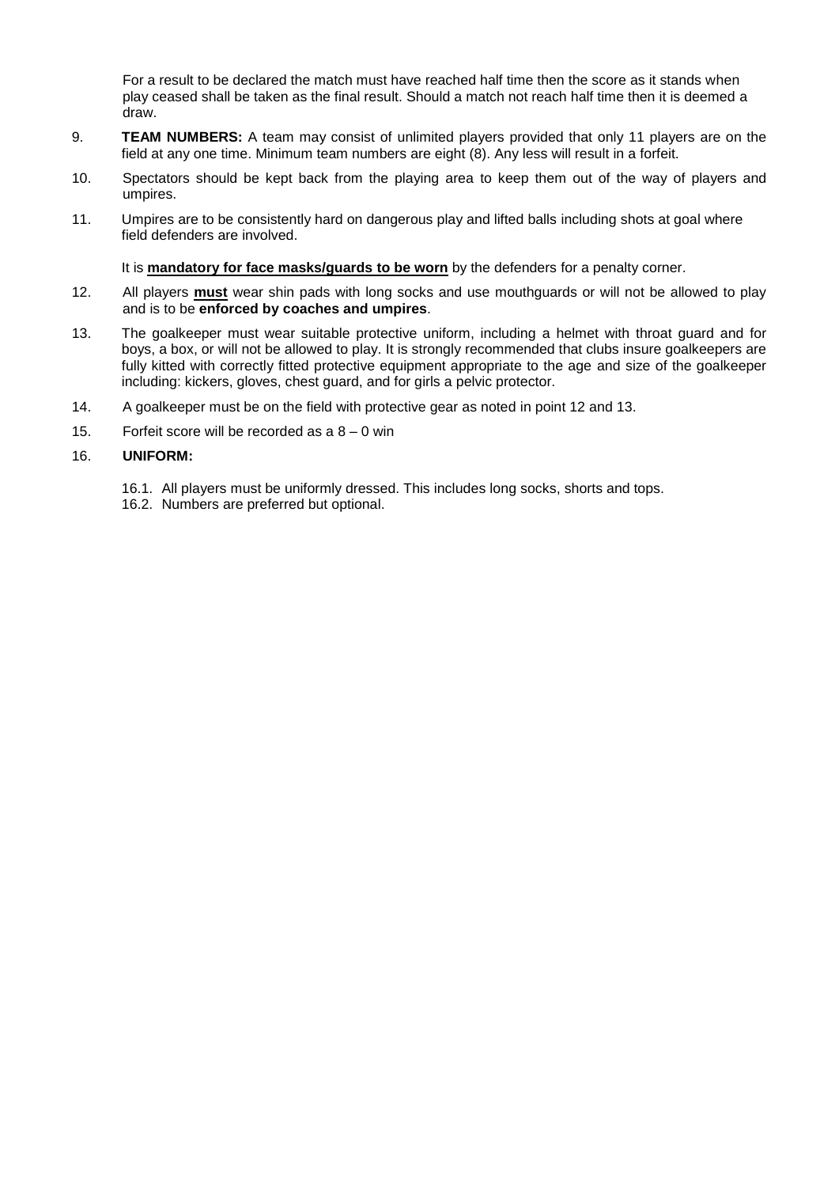For a result to be declared the match must have reached half time then the score as it stands when play ceased shall be taken as the final result. Should a match not reach half time then it is deemed a draw.

9. **TEAM NUMBERS:** A team may consist of unlimited players provided that only 11 players are on the field at any one time. Minimum team numbers are eight (8). Any less will result in a forfeit.

10. Spectators should be kept back from the playing area to keep them out of the way of players and umpires.

11. Umpires are to be consistently hard on dangerous play and lifted balls including shots at goal where field defenders are involved.

    It is **<u>mandatory for face masks/guards to be worn</u>** by the defenders for a penalty corner.

12. All players **<u>must</u>** wear shin pads with long socks and use mouthguards or will not be allowed to play and is to be **enforced by coaches and umpires**.

13. The goalkeeper must wear suitable protective uniform, including a helmet with throat guard and for boys, a box, or will not be allowed to play. It is strongly recommended that clubs insure goalkeepers are fully kitted with correctly fitted protective equipment appropriate to the age and size of the goalkeeper including: kickers, gloves, chest guard, and for girls a pelvic protector.

14. A goalkeeper must be on the field with protective gear as noted in point 12 and 13.

15. Forfeit score will be recorded as a 8 – 0 win

16. **UNIFORM:**

    16.1. All players must be uniformly dressed. This includes long socks, shorts and tops.
    16.2. Numbers are preferred but optional.